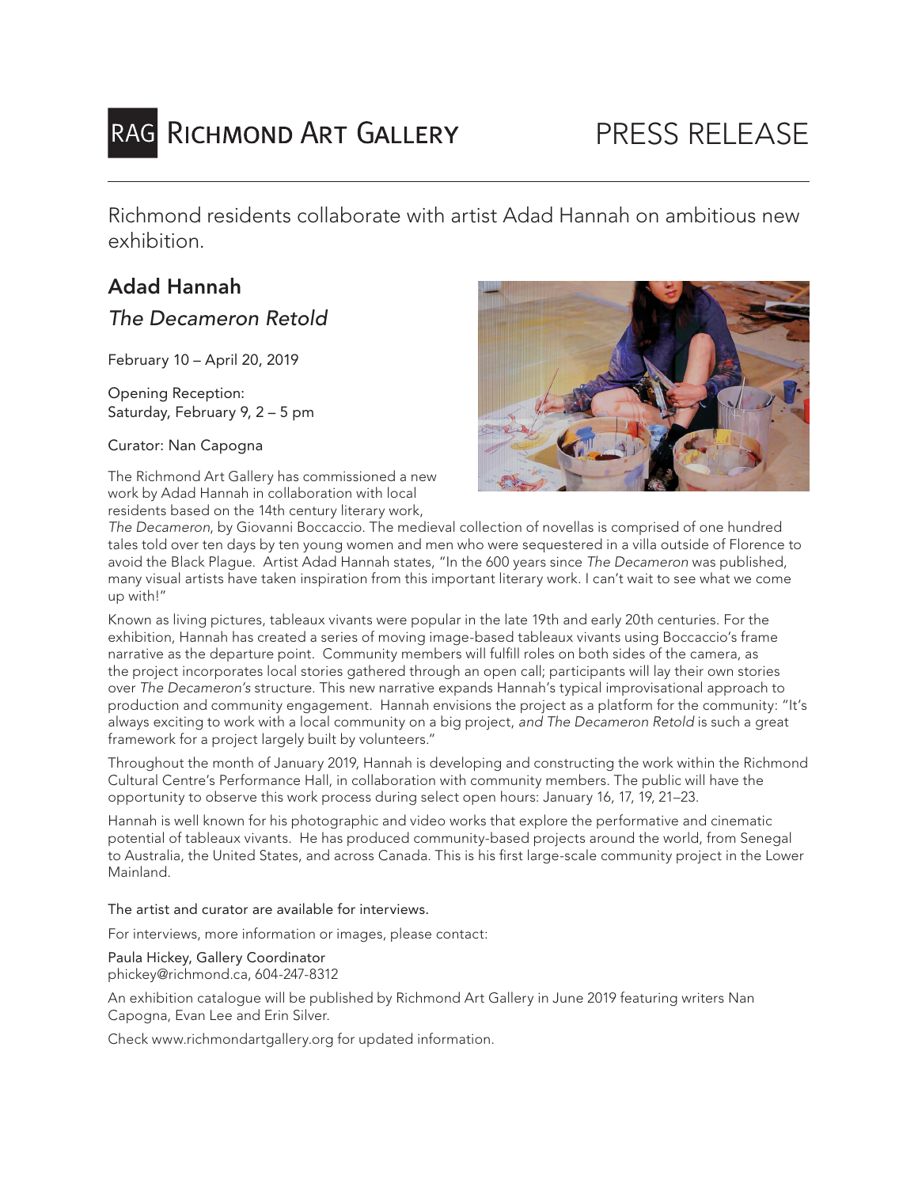RAG Richmond Art Gallery

PRESS RELEASE

Richmond residents collaborate with artist Adad Hannah on ambitious new exhibition.

## Adad Hannah

### *The Decameron Retold*

February 10 – April 20, 2019

Opening Reception:
Saturday, February 9, 2 – 5 pm

Curator: Nan Capogna

The Richmond Art Gallery has commissioned a new work by Adad Hannah in collaboration with local residents based on the 14th century literary work, *The Decameron*, by Giovanni Boccaccio. The medieval collection of novellas is comprised of one hundred tales told over ten days by ten young women and men who were sequestered in a villa outside of Florence to avoid the Black Plague. Artist Adad Hannah states, "In the 600 years since *The Decameron* was published, many visual artists have taken inspiration from this important literary work. I can't wait to see what we come up with!"

Known as living pictures, tableaux vivants were popular in the late 19th and early 20th centuries. For the exhibition, Hannah has created a series of moving image-based tableaux vivants using Boccaccio's frame narrative as the departure point. Community members will fulfill roles on both sides of the camera, as the project incorporates local stories gathered through an open call; participants will lay their own stories over *The Decameron's* structure. This new narrative expands Hannah's typical improvisational approach to production and community engagement. Hannah envisions the project as a platform for the community: "It's always exciting to work with a local community on a big project, *and The Decameron Retold* is such a great framework for a project largely built by volunteers."

Throughout the month of January 2019, Hannah is developing and constructing the work within the Richmond Cultural Centre's Performance Hall, in collaboration with community members. The public will have the opportunity to observe this work process during select open hours: January 16, 17, 19, 21–23.

Hannah is well known for his photographic and video works that explore the performative and cinematic potential of tableaux vivants. He has produced community-based projects around the world, from Senegal to Australia, the United States, and across Canada. This is his first large-scale community project in the Lower Mainland.

The artist and curator are available for interviews.

For interviews, more information or images, please contact:

Paula Hickey, Gallery Coordinator
phickey@richmond.ca, 604-247-8312

An exhibition catalogue will be published by Richmond Art Gallery in June 2019 featuring writers Nan Capogna, Evan Lee and Erin Silver.

Check www.richmondartgallery.org for updated information.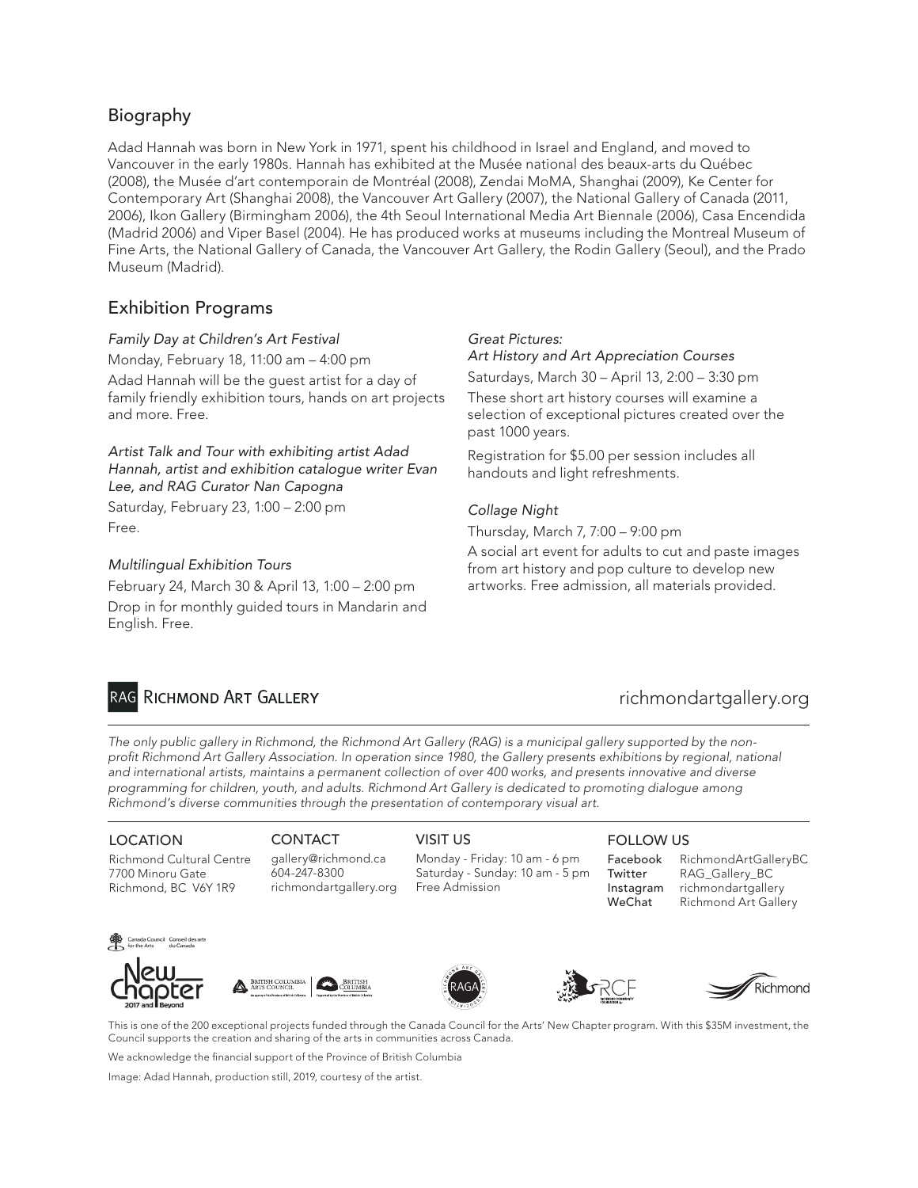## Biography

Adad Hannah was born in New York in 1971, spent his childhood in Israel and England, and moved to Vancouver in the early 1980s. Hannah has exhibited at the Musée national des beaux-arts du Québec (2008), the Musée d'art contemporain de Montréal (2008), Zendai MoMA, Shanghai (2009), Ke Center for Contemporary Art (Shanghai 2008), the Vancouver Art Gallery (2007), the National Gallery of Canada (2011, 2006), Ikon Gallery (Birmingham 2006), the 4th Seoul International Media Art Biennale (2006), Casa Encendida (Madrid 2006) and Viper Basel (2004). He has produced works at museums including the Montreal Museum of Fine Arts, the National Gallery of Canada, the Vancouver Art Gallery, the Rodin Gallery (Seoul), and the Prado Museum (Madrid).

## Exhibition Programs

*Family Day at Children's Art Festival*

Monday, February 18, 11:00 am – 4:00 pm

Adad Hannah will be the guest artist for a day of family friendly exhibition tours, hands on art projects and more. Free.

*Artist Talk and Tour with exhibiting artist Adad Hannah, artist and exhibition catalogue writer Evan Lee, and RAG Curator Nan Capogna*

Saturday, February 23, 1:00 – 2:00 pm

Free.

*Multilingual Exhibition Tours*

February 24, March 30 & April 13, 1:00 – 2:00 pm

Drop in for monthly guided tours in Mandarin and English. Free.

*Great Pictures: Art History and Art Appreciation Courses*

Saturdays, March 30 – April 13, 2:00 – 3:30 pm

These short art history courses will examine a selection of exceptional pictures created over the past 1000 years.

Registration for $5.00 per session includes all handouts and light refreshments.

*Collage Night*

Thursday, March 7, 7:00 – 9:00 pm

A social art event for adults to cut and paste images from art history and pop culture to develop new artworks. Free admission, all materials provided.

RAG Richmond Art Gallery

richmondartgallery.org

*The only public gallery in Richmond, the Richmond Art Gallery (RAG) is a municipal gallery supported by the non-profit Richmond Art Gallery Association. In operation since 1980, the Gallery presents exhibitions by regional, national and international artists, maintains a permanent collection of over 400 works, and presents innovative and diverse programming for children, youth, and adults. Richmond Art Gallery is dedicated to promoting dialogue among Richmond's diverse communities through the presentation of contemporary visual art.*

**LOCATION**
Richmond Cultural Centre
7700 Minoru Gate
Richmond, BC V6Y 1R9

**CONTACT**
gallery@richmond.ca
604-247-8300
richmondartgallery.org

**VISIT US**
Monday - Friday: 10 am - 6 pm
Saturday - Sunday: 10 am - 5 pm
Free Admission

**FOLLOW US**
Facebook RichmondArtGalleryBC
Twitter RAG_Gallery_BC
Instagram richmondartgallery
WeChat Richmond Art Gallery

This is one of the 200 exceptional projects funded through the Canada Council for the Arts' New Chapter program. With this $35M investment, the Council supports the creation and sharing of the arts in communities across Canada.

We acknowledge the financial support of the Province of British Columbia

Image: Adad Hannah, production still, 2019, courtesy of the artist.